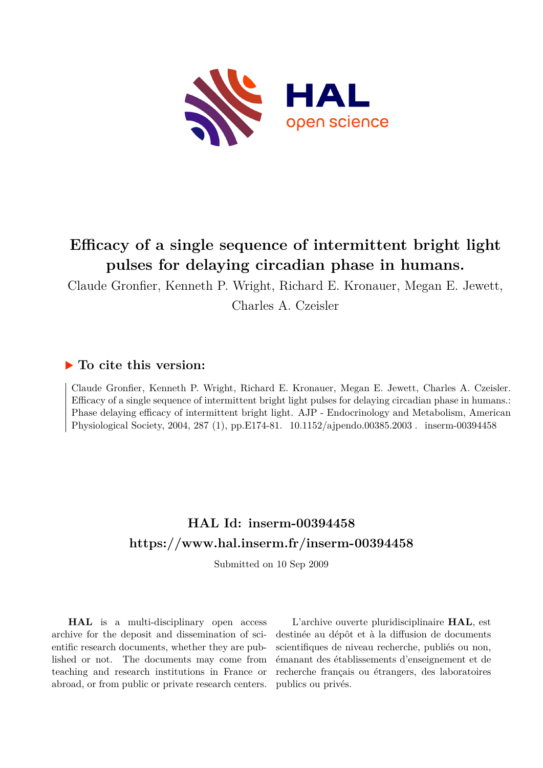# Efficacy of a single sequence of intermittent bright light pulses for delaying circadian phase in humans.

Claude Gronfier, Kenneth P. Wright, Richard E. Kronauer, Megan E. Jewett, Charles A. Czeisler

## ▶ To cite this version:

Claude Gronfier, Kenneth P. Wright, Richard E. Kronauer, Megan E. Jewett, Charles A. Czeisler. Efficacy of a single sequence of intermittent bright light pulses for delaying circadian phase in humans.: Phase delaying efficacy of intermittent bright light. AJP - Endocrinology and Metabolism, American Physiological Society, 2004, 287 (1), pp.E174-81. 10.1152/ajpendo.00385.2003 . inserm-00394458

## HAL Id: inserm-00394458
## https://www.hal.inserm.fr/inserm-00394458

Submitted on 10 Sep 2009

**HAL** is a multi-disciplinary open access archive for the deposit and dissemination of scientific research documents, whether they are published or not. The documents may come from teaching and research institutions in France or abroad, or from public or private research centers.

L'archive ouverte pluridisciplinaire **HAL**, est destinée au dépôt et à la diffusion de documents scientifiques de niveau recherche, publiés ou non, émanant des établissements d'enseignement et de recherche français ou étrangers, des laboratoires publics ou privés.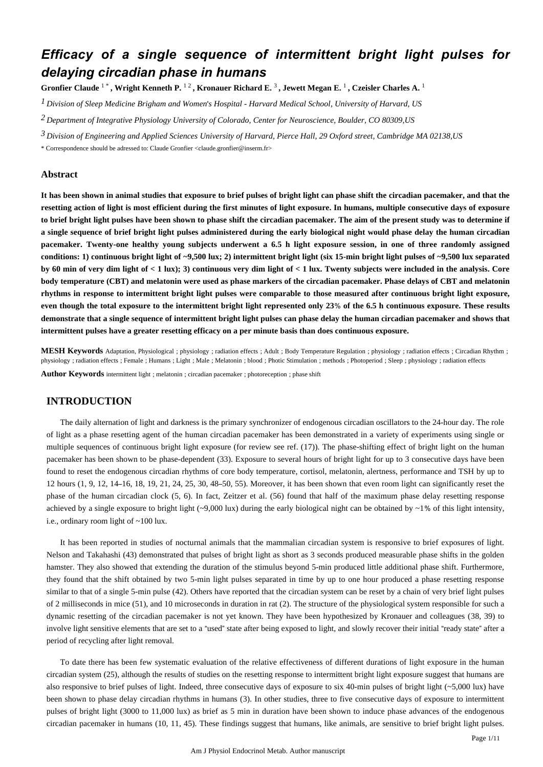# Efficacy of a single sequence of intermittent bright light pulses for delaying circadian phase in humans

**Gronfier Claude** [1*], **Wright Kenneth P.** [1,2], **Kronauer Richard E.** [3], **Jewett Megan E.** [1], **Czeisler Charles A.** [1]

[1] *Division of Sleep Medicine Brigham and Women's Hospital - Harvard Medical School, University of Harvard, US*

[2] *Department of Integrative Physiology University of Colorado, Center for Neuroscience, Boulder, CO 80309,US*

[3] *Division of Engineering and Applied Sciences University of Harvard, Pierce Hall, 29 Oxford street, Cambridge MA 02138,US*

\* Correspondence should be adressed to: Claude Gronfier <claude.gronfier@inserm.fr>

## Abstract

**It has been shown in animal studies that exposure to brief pulses of bright light can phase shift the circadian pacemaker, and that the resetting action of light is most efficient during the first minutes of light exposure. In humans, multiple consecutive days of exposure to brief bright light pulses have been shown to phase shift the circadian pacemaker. The aim of the present study was to determine if a single sequence of brief bright light pulses administered during the early biological night would phase delay the human circadian pacemaker. Twenty-one healthy young subjects underwent a 6.5 h light exposure session, in one of three randomly assigned conditions: 1) continuous bright light of ~9,500 lux; 2) intermittent bright light (six 15-min bright light pulses of ~9,500 lux separated by 60 min of very dim light of < 1 lux); 3) continuous very dim light of < 1 lux. Twenty subjects were included in the analysis. Core body temperature (CBT) and melatonin were used as phase markers of the circadian pacemaker. Phase delays of CBT and melatonin rhythms in response to intermittent bright light pulses were comparable to those measured after continuous bright light exposure, even though the total exposure to the intermittent bright light represented only 23% of the 6.5 h continuous exposure. These results demonstrate that a single sequence of intermittent bright light pulses can phase delay the human circadian pacemaker and shows that intermittent pulses have a greater resetting efficacy on a per minute basis than does continuous exposure.**

**MESH Keywords** Adaptation, Physiological ; physiology ; radiation effects ; Adult ; Body Temperature Regulation ; physiology ; radiation effects ; Circadian Rhythm ; physiology ; radiation effects ; Female ; Humans ; Light ; Male ; Melatonin ; blood ; Photic Stimulation ; methods ; Photoperiod ; Sleep ; physiology ; radiation effects

**Author Keywords** intermittent light ; melatonin ; circadian pacemaker ; photoreception ; phase shift

## INTRODUCTION

The daily alternation of light and darkness is the primary synchronizer of endogenous circadian oscillators to the 24-hour day. The role of light as a phase resetting agent of the human circadian pacemaker has been demonstrated in a variety of experiments using single or multiple sequences of continuous bright light exposure (for review see ref. (17)). The phase-shifting effect of bright light on the human pacemaker has been shown to be phase-dependent (33). Exposure to several hours of bright light for up to 3 consecutive days have been found to reset the endogenous circadian rhythms of core body temperature, cortisol, melatonin, alertness, performance and TSH by up to 12 hours (1, 9, 12, 14–16, 18, 19, 21, 24, 25, 30, 48–50, 55). Moreover, it has been shown that even room light can significantly reset the phase of the human circadian clock (5, 6). In fact, Zeitzer et al. (56) found that half of the maximum phase delay resetting response achieved by a single exposure to bright light (~9,000 lux) during the early biological night can be obtained by ~1% of this light intensity, i.e., ordinary room light of ~100 lux.

It has been reported in studies of nocturnal animals that the mammalian circadian system is responsive to brief exposures of light. Nelson and Takahashi (43) demonstrated that pulses of bright light as short as 3 seconds produced measurable phase shifts in the golden hamster. They also showed that extending the duration of the stimulus beyond 5-min produced little additional phase shift. Furthermore, they found that the shift obtained by two 5-min light pulses separated in time by up to one hour produced a phase resetting response similar to that of a single 5-min pulse (42). Others have reported that the circadian system can be reset by a chain of very brief light pulses of 2 milliseconds in mice (51), and 10 microseconds in duration in rat (2). The structure of the physiological system responsible for such a dynamic resetting of the circadian pacemaker is not yet known. They have been hypothesized by Kronauer and colleagues (38, 39) to involve light sensitive elements that are set to a "used" state after being exposed to light, and slowly recover their initial "ready state" after a period of recycling after light removal.

To date there has been few systematic evaluation of the relative effectiveness of different durations of light exposure in the human circadian system (25), although the results of studies on the resetting response to intermittent bright light exposure suggest that humans are also responsive to brief pulses of light. Indeed, three consecutive days of exposure to six 40-min pulses of bright light (~5,000 lux) have been shown to phase delay circadian rhythms in humans (3). In other studies, three to five consecutive days of exposure to intermittent pulses of bright light (3000 to 11,000 lux) as brief as 5 min in duration have been shown to induce phase advances of the endogenous circadian pacemaker in humans (10, 11, 45). These findings suggest that humans, like animals, are sensitive to brief bright light pulses.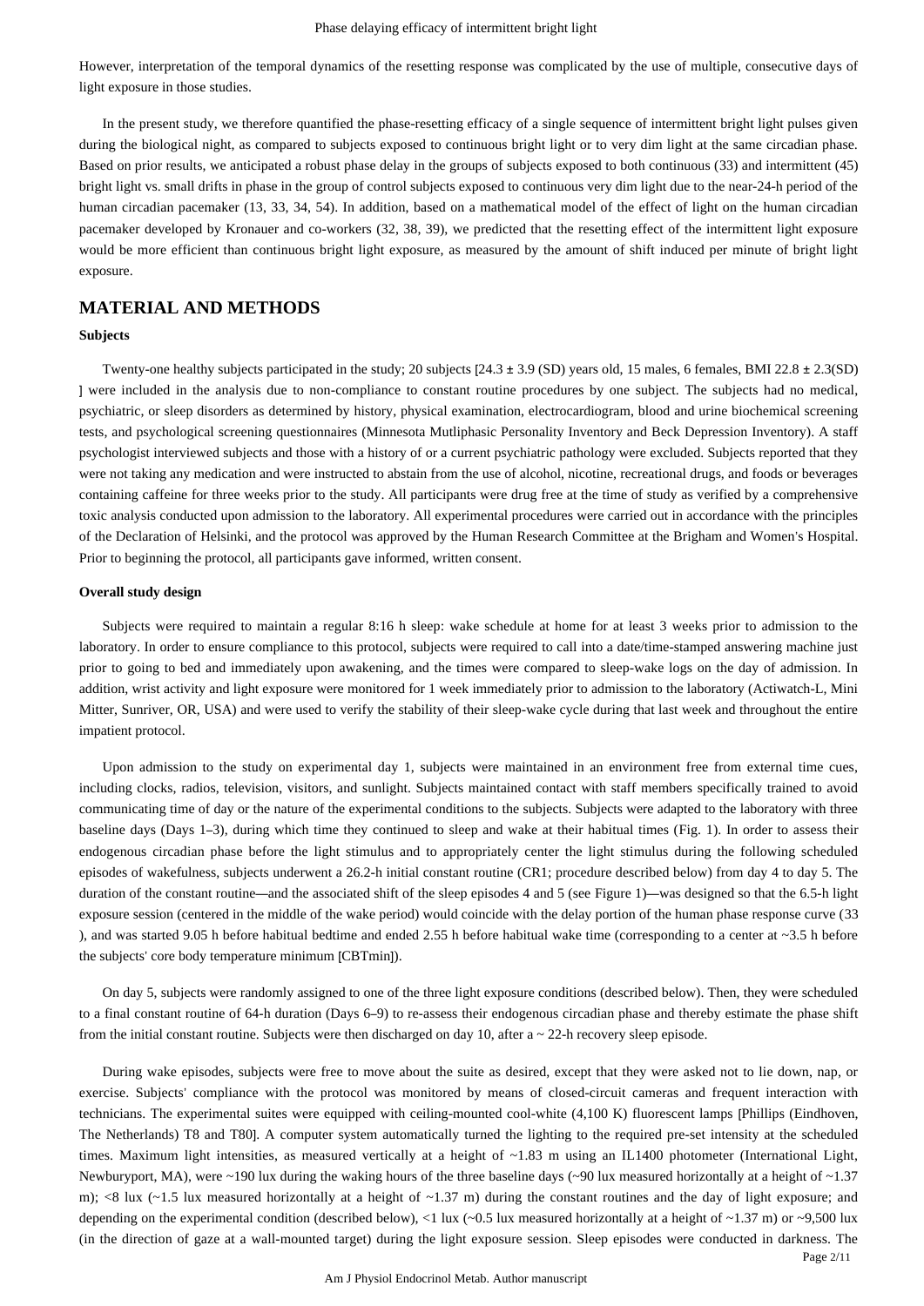However, interpretation of the temporal dynamics of the resetting response was complicated by the use of multiple, consecutive days of light exposure in those studies.

In the present study, we therefore quantified the phase-resetting efficacy of a single sequence of intermittent bright light pulses given during the biological night, as compared to subjects exposed to continuous bright light or to very dim light at the same circadian phase. Based on prior results, we anticipated a robust phase delay in the groups of subjects exposed to both continuous (33) and intermittent (45) bright light vs. small drifts in phase in the group of control subjects exposed to continuous very dim light due to the near-24-h period of the human circadian pacemaker (13, 33, 34, 54). In addition, based on a mathematical model of the effect of light on the human circadian pacemaker developed by Kronauer and co-workers (32, 38, 39), we predicted that the resetting effect of the intermittent light exposure would be more efficient than continuous bright light exposure, as measured by the amount of shift induced per minute of bright light exposure.

## MATERIAL AND METHODS

### Subjects

Twenty-one healthy subjects participated in the study; 20 subjects [24.3 ± 3.9 (SD) years old, 15 males, 6 females, BMI 22.8 ± 2.3(SD) ] were included in the analysis due to non-compliance to constant routine procedures by one subject. The subjects had no medical, psychiatric, or sleep disorders as determined by history, physical examination, electrocardiogram, blood and urine biochemical screening tests, and psychological screening questionnaires (Minnesota Mutliphasic Personality Inventory and Beck Depression Inventory). A staff psychologist interviewed subjects and those with a history of or a current psychiatric pathology were excluded. Subjects reported that they were not taking any medication and were instructed to abstain from the use of alcohol, nicotine, recreational drugs, and foods or beverages containing caffeine for three weeks prior to the study. All participants were drug free at the time of study as verified by a comprehensive toxic analysis conducted upon admission to the laboratory. All experimental procedures were carried out in accordance with the principles of the Declaration of Helsinki, and the protocol was approved by the Human Research Committee at the Brigham and Women's Hospital. Prior to beginning the protocol, all participants gave informed, written consent.

### Overall study design

Subjects were required to maintain a regular 8:16 h sleep: wake schedule at home for at least 3 weeks prior to admission to the laboratory. In order to ensure compliance to this protocol, subjects were required to call into a date/time-stamped answering machine just prior to going to bed and immediately upon awakening, and the times were compared to sleep-wake logs on the day of admission. In addition, wrist activity and light exposure were monitored for 1 week immediately prior to admission to the laboratory (Actiwatch-L, Mini Mitter, Sunriver, OR, USA) and were used to verify the stability of their sleep-wake cycle during that last week and throughout the entire impatient protocol.

Upon admission to the study on experimental day 1, subjects were maintained in an environment free from external time cues, including clocks, radios, television, visitors, and sunlight. Subjects maintained contact with staff members specifically trained to avoid communicating time of day or the nature of the experimental conditions to the subjects. Subjects were adapted to the laboratory with three baseline days (Days 1–3), during which time they continued to sleep and wake at their habitual times (Fig. 1). In order to assess their endogenous circadian phase before the light stimulus and to appropriately center the light stimulus during the following scheduled episodes of wakefulness, subjects underwent a 26.2-h initial constant routine (CR1; procedure described below) from day 4 to day 5. The duration of the constant routine—and the associated shift of the sleep episodes 4 and 5 (see Figure 1)—was designed so that the 6.5-h light exposure session (centered in the middle of the wake period) would coincide with the delay portion of the human phase response curve (33 ), and was started 9.05 h before habitual bedtime and ended 2.55 h before habitual wake time (corresponding to a center at ~3.5 h before the subjects' core body temperature minimum [CBTmin]).

On day 5, subjects were randomly assigned to one of the three light exposure conditions (described below). Then, they were scheduled to a final constant routine of 64-h duration (Days 6–9) to re-assess their endogenous circadian phase and thereby estimate the phase shift from the initial constant routine. Subjects were then discharged on day 10, after a ~ 22-h recovery sleep episode.

During wake episodes, subjects were free to move about the suite as desired, except that they were asked not to lie down, nap, or exercise. Subjects' compliance with the protocol was monitored by means of closed-circuit cameras and frequent interaction with technicians. The experimental suites were equipped with ceiling-mounted cool-white (4,100 K) fluorescent lamps [Phillips (Eindhoven, The Netherlands) T8 and T80]. A computer system automatically turned the lighting to the required pre-set intensity at the scheduled times. Maximum light intensities, as measured vertically at a height of ~1.83 m using an IL1400 photometer (International Light, Newburyport, MA), were ~190 lux during the waking hours of the three baseline days (~90 lux measured horizontally at a height of ~1.37 m); <8 lux (~1.5 lux measured horizontally at a height of ~1.37 m) during the constant routines and the day of light exposure; and depending on the experimental condition (described below), <1 lux (~0.5 lux measured horizontally at a height of ~1.37 m) or ~9,500 lux (in the direction of gaze at a wall-mounted target) during the light exposure session. Sleep episodes were conducted in darkness. The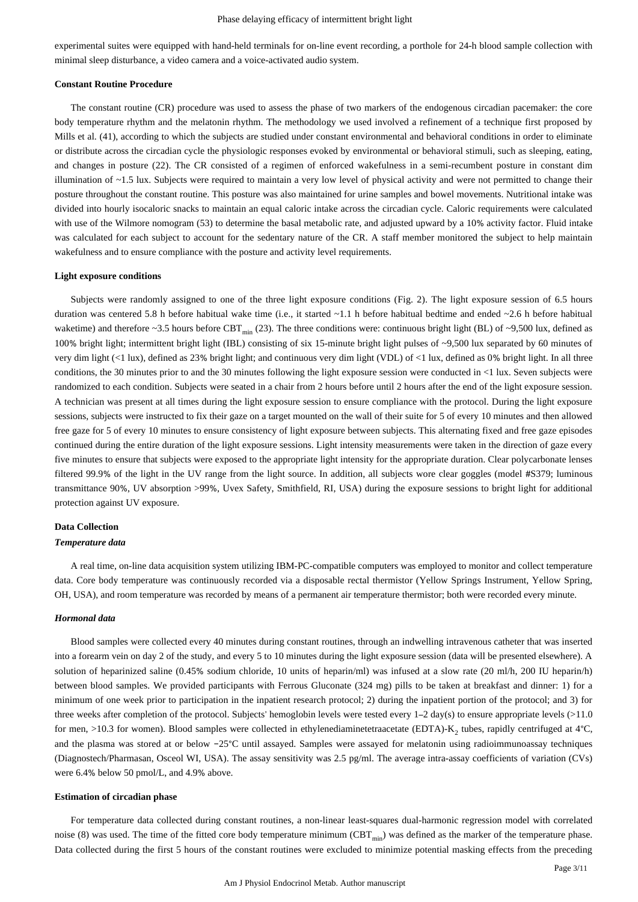experimental suites were equipped with hand-held terminals for on-line event recording, a porthole for 24-h blood sample collection with minimal sleep disturbance, a video camera and a voice-activated audio system.

### Constant Routine Procedure

The constant routine (CR) procedure was used to assess the phase of two markers of the endogenous circadian pacemaker: the core body temperature rhythm and the melatonin rhythm. The methodology we used involved a refinement of a technique first proposed by Mills et al. (41), according to which the subjects are studied under constant environmental and behavioral conditions in order to eliminate or distribute across the circadian cycle the physiologic responses evoked by environmental or behavioral stimuli, such as sleeping, eating, and changes in posture (22). The CR consisted of a regimen of enforced wakefulness in a semi-recumbent posture in constant dim illumination of ~1.5 lux. Subjects were required to maintain a very low level of physical activity and were not permitted to change their posture throughout the constant routine. This posture was also maintained for urine samples and bowel movements. Nutritional intake was divided into hourly isocaloric snacks to maintain an equal caloric intake across the circadian cycle. Caloric requirements were calculated with use of the Wilmore nomogram (53) to determine the basal metabolic rate, and adjusted upward by a 10% activity factor. Fluid intake was calculated for each subject to account for the sedentary nature of the CR. A staff member monitored the subject to help maintain wakefulness and to ensure compliance with the posture and activity level requirements.

### Light exposure conditions

Subjects were randomly assigned to one of the three light exposure conditions (Fig. 2). The light exposure session of 6.5 hours duration was centered 5.8 h before habitual wake time (i.e., it started ~1.1 h before habitual bedtime and ended ~2.6 h before habitual waketime) and therefore ~3.5 hours before $CBT_{min}$ (23). The three conditions were: continuous bright light (BL) of ~9,500 lux, defined as 100% bright light; intermittent bright light (IBL) consisting of six 15-minute bright light pulses of ~9,500 lux separated by 60 minutes of very dim light (<1 lux), defined as 23% bright light; and continuous very dim light (VDL) of <1 lux, defined as 0% bright light. In all three conditions, the 30 minutes prior to and the 30 minutes following the light exposure session were conducted in <1 lux. Seven subjects were randomized to each condition. Subjects were seated in a chair from 2 hours before until 2 hours after the end of the light exposure session. A technician was present at all times during the light exposure session to ensure compliance with the protocol. During the light exposure sessions, subjects were instructed to fix their gaze on a target mounted on the wall of their suite for 5 of every 10 minutes and then allowed free gaze for 5 of every 10 minutes to ensure consistency of light exposure between subjects. This alternating fixed and free gaze episodes continued during the entire duration of the light exposure sessions. Light intensity measurements were taken in the direction of gaze every five minutes to ensure that subjects were exposed to the appropriate light intensity for the appropriate duration. Clear polycarbonate lenses filtered 99.9% of the light in the UV range from the light source. In addition, all subjects wore clear goggles (model #S379; luminous transmittance 90%, UV absorption >99%, Uvex Safety, Smithfield, RI, USA) during the exposure sessions to bright light for additional protection against UV exposure.

### Data Collection

#### *Temperature data*

A real time, on-line data acquisition system utilizing IBM-PC-compatible computers was employed to monitor and collect temperature data. Core body temperature was continuously recorded via a disposable rectal thermistor (Yellow Springs Instrument, Yellow Spring, OH, USA), and room temperature was recorded by means of a permanent air temperature thermistor; both were recorded every minute.

#### *Hormonal data*

Blood samples were collected every 40 minutes during constant routines, through an indwelling intravenous catheter that was inserted into a forearm vein on day 2 of the study, and every 5 to 10 minutes during the light exposure session (data will be presented elsewhere). A solution of heparinized saline (0.45% sodium chloride, 10 units of heparin/ml) was infused at a slow rate (20 ml/h, 200 IU heparin/h) between blood samples. We provided participants with Ferrous Gluconate (324 mg) pills to be taken at breakfast and dinner: 1) for a minimum of one week prior to participation in the inpatient research protocol; 2) during the inpatient portion of the protocol; and 3) for three weeks after completion of the protocol. Subjects' hemoglobin levels were tested every 1–2 day(s) to ensure appropriate levels (>11.0 for men, >10.3 for women). Blood samples were collected in ethylenediaminetetraacetate (EDTA)-$K_2$ tubes, rapidly centrifuged at 4°C, and the plasma was stored at or below −25°C until assayed. Samples were assayed for melatonin using radioimmunoassay techniques (Diagnostech/Pharmasan, Osceol WI, USA). The assay sensitivity was 2.5 pg/ml. The average intra-assay coefficients of variation (CVs) were 6.4% below 50 pmol/L, and 4.9% above.

### Estimation of circadian phase

For temperature data collected during constant routines, a non-linear least-squares dual-harmonic regression model with correlated noise (8) was used. The time of the fitted core body temperature minimum ($CBT_{min}$) was defined as the marker of the temperature phase. Data collected during the first 5 hours of the constant routines were excluded to minimize potential masking effects from the preceding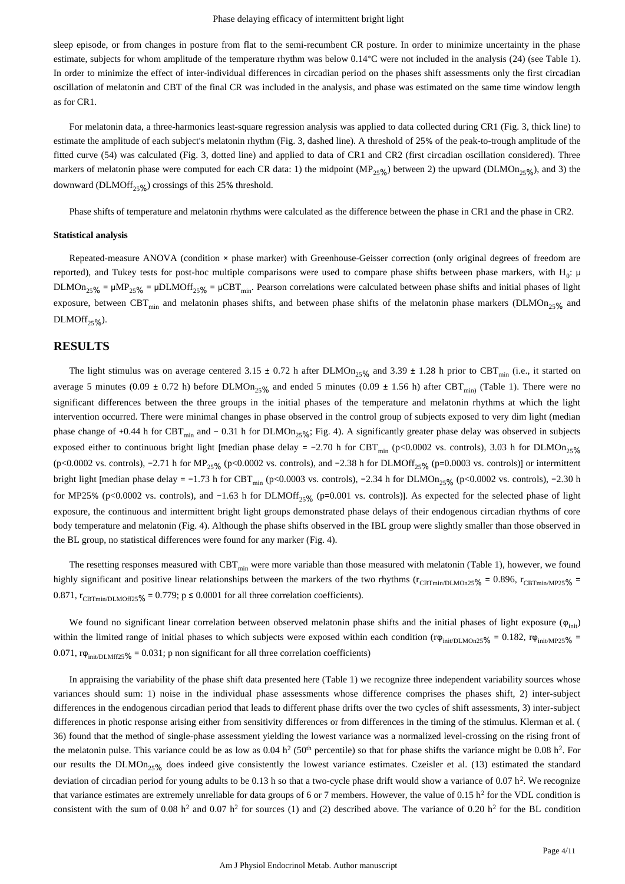sleep episode, or from changes in posture from flat to the semi-recumbent CR posture. In order to minimize uncertainty in the phase estimate, subjects for whom amplitude of the temperature rhythm was below 0.14°C were not included in the analysis (24) (see Table 1). In order to minimize the effect of inter-individual differences in circadian period on the phases shift assessments only the first circadian oscillation of melatonin and CBT of the final CR was included in the analysis, and phase was estimated on the same time window length as for CR1.

For melatonin data, a three-harmonics least-square regression analysis was applied to data collected during CR1 (Fig. 3, thick line) to estimate the amplitude of each subject's melatonin rhythm (Fig. 3, dashed line). A threshold of 25% of the peak-to-trough amplitude of the fitted curve (54) was calculated (Fig. 3, dotted line) and applied to data of CR1 and CR2 (first circadian oscillation considered). Three markers of melatonin phase were computed for each CR data: 1) the midpoint ($MP_{25\%}$) between 2) the upward ($DLMOn_{25\%}$), and 3) the downward ($DLMOff_{25\%}$) crossings of this 25% threshold.

Phase shifts of temperature and melatonin rhythms were calculated as the difference between the phase in CR1 and the phase in CR2.

### Statistical analysis

Repeated-measure ANOVA (condition × phase marker) with Greenhouse-Geisser correction (only original degrees of freedom are reported), and Tukey tests for post-hoc multiple comparisons were used to compare phase shifts between phase markers, with $H_0$: $\mu DLMOn_{25\%} = \mu MP_{25\%} = \mu DLMOff_{25\%} = \mu CBT_{min}$. Pearson correlations were calculated between phase shifts and initial phases of light exposure, between $CBT_{min}$ and melatonin phases shifts, and between phase shifts of the melatonin phase markers ($DLMOn_{25\%}$ and $DLMOff_{25\%}$).

## RESULTS

The light stimulus was on average centered 3.15 ± 0.72 h after $DLMOn_{25\%}$ and 3.39 ± 1.28 h prior to $CBT_{min}$ (i.e., it started on average 5 minutes (0.09 ± 0.72 h) before $DLMOn_{25\%}$ and ended 5 minutes (0.09 ± 1.56 h) after $CBT_{min}$) (Table 1). There were no significant differences between the three groups in the initial phases of the temperature and melatonin rhythms at which the light intervention occurred. There were minimal changes in phase observed in the control group of subjects exposed to very dim light (median phase change of +0.44 h for $CBT_{min}$ and − 0.31 h for $DLMOn_{25\%}$; Fig. 4). A significantly greater phase delay was observed in subjects exposed either to continuous bright light [median phase delay = −2.70 h for $CBT_{min}$ ($p<0.0002$ vs. controls), 3.03 h for $DLMOn_{25\%}$ ($p<0.0002$ vs. controls), −2.71 h for $MP_{25\%}$ ($p<0.0002$ vs. controls), and −2.38 h for $DLMOff_{25\%}$ ($p=0.0003$ vs. controls)] or intermittent bright light [median phase delay = −1.73 h for $CBT_{min}$ ($p<0.0003$ vs. controls), −2.34 h for $DLMOn_{25\%}$ ($p<0.0002$ vs. controls), −2.30 h for MP25% ($p<0.0002$ vs. controls), and −1.63 h for $DLMOff_{25\%}$ ($p=0.001$ vs. controls)]. As expected for the selected phase of light exposure, the continuous and intermittent bright light groups demonstrated phase delays of their endogenous circadian rhythms of core body temperature and melatonin (Fig. 4). Although the phase shifts observed in the IBL group were slightly smaller than those observed in the BL group, no statistical differences were found for any marker (Fig. 4).

The resetting responses measured with $CBT_{min}$ were more variable than those measured with melatonin (Table 1), however, we found highly significant and positive linear relationships between the markers of the two rhythms ($r_{CBTmin/DLMOn25\%} = 0.896$, $r_{CBTmin/MP25\%} = 0.871$, $r_{CBTmin/DLMOff25\%} = 0.779$; $p \leq 0.0001$ for all three correlation coefficients).

We found no significant linear correlation between observed melatonin phase shifts and the initial phases of light exposure ($\varphi_{init}$) within the limited range of initial phases to which subjects were exposed within each condition ($r\varphi_{init/DLMOn25\%} = 0.182$, $r\varphi_{init/MP25\%} = 0.071$, $r\varphi_{init/DLMff25\%} = 0.031$; p non significant for all three correlation coefficients)

In appraising the variability of the phase shift data presented here (Table 1) we recognize three independent variability sources whose variances should sum: 1) noise in the individual phase assessments whose difference comprises the phases shift, 2) inter-subject differences in the endogenous circadian period that leads to different phase drifts over the two cycles of shift assessments, 3) inter-subject differences in photic response arising either from sensitivity differences or from differences in the timing of the stimulus. Klerman et al. (36) found that the method of single-phase assessment yielding the lowest variance was a normalized level-crossing on the rising front of the melatonin pulse. This variance could be as low as 0.04 $h^2$ (50th percentile) so that for phase shifts the variance might be 0.08 $h^2$. For our results the $DLMOn_{25\%}$ does indeed give consistently the lowest variance estimates. Czeisler et al. (13) estimated the standard deviation of circadian period for young adults to be 0.13 h so that a two-cycle phase drift would show a variance of 0.07 $h^2$. We recognize that variance estimates are extremely unreliable for data groups of 6 or 7 members. However, the value of 0.15 $h^2$ for the VDL condition is consistent with the sum of 0.08 $h^2$ and 0.07 $h^2$ for sources (1) and (2) described above. The variance of 0.20 $h^2$ for the BL condition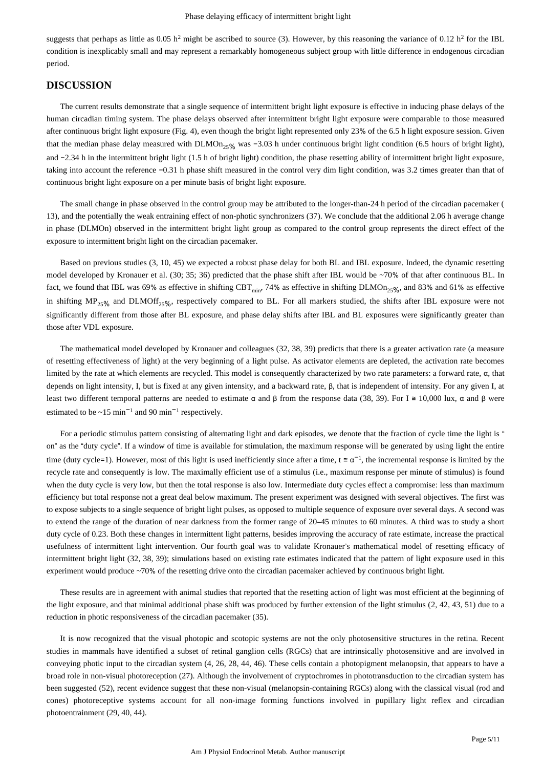suggests that perhaps as little as 0.05 $h^2$ might be ascribed to source (3). However, by this reasoning the variance of 0.12 $h^2$ for the IBL condition is inexplicably small and may represent a remarkably homogeneous subject group with little difference in endogenous circadian period.

## DISCUSSION

The current results demonstrate that a single sequence of intermittent bright light exposure is effective in inducing phase delays of the human circadian timing system. The phase delays observed after intermittent bright light exposure were comparable to those measured after continuous bright light exposure (Fig. 4), even though the bright light represented only 23% of the 6.5 h light exposure session. Given that the median phase delay measured with $DLMOn_{25\%}$ was −3.03 h under continuous bright light condition (6.5 hours of bright light), and −2.34 h in the intermittent bright light (1.5 h of bright light) condition, the phase resetting ability of intermittent bright light exposure, taking into account the reference −0.31 h phase shift measured in the control very dim light condition, was 3.2 times greater than that of continuous bright light exposure on a per minute basis of bright light exposure.

The small change in phase observed in the control group may be attributed to the longer-than-24 h period of the circadian pacemaker (13), and the potentially the weak entraining effect of non-photic synchronizers (37). We conclude that the additional 2.06 h average change in phase (DLMOn) observed in the intermittent bright light group as compared to the control group represents the direct effect of the exposure to intermittent bright light on the circadian pacemaker.

Based on previous studies (3, 10, 45) we expected a robust phase delay for both BL and IBL exposure. Indeed, the dynamic resetting model developed by Kronauer et al. (30; 35; 36) predicted that the phase shift after IBL would be ~70% of that after continuous BL. In fact, we found that IBL was 69% as effective in shifting $CBT_{min}$, 74% as effective in shifting $DLMOn_{25\%}$, and 83% and 61% as effective in shifting $MP_{25\%}$ and $DLMOff_{25\%}$, respectively compared to BL. For all markers studied, the shifts after IBL exposure were not significantly different from those after BL exposure, and phase delay shifts after IBL and BL exposures were significantly greater than those after VDL exposure.

The mathematical model developed by Kronauer and colleagues (32, 38, 39) predicts that there is a greater activation rate (a measure of resetting effectiveness of light) at the very beginning of a light pulse. As activator elements are depleted, the activation rate becomes limited by the rate at which elements are recycled. This model is consequently characterized by two rate parameters: a forward rate, α, that depends on light intensity, I, but is fixed at any given intensity, and a backward rate, β, that is independent of intensity. For any given I, at least two different temporal patterns are needed to estimate α and β from the response data (38, 39). For I ≅ 10,000 lux, α and β were estimated to be ~15 $min^{-1}$ and 90 $min^{-1}$ respectively.

For a periodic stimulus pattern consisting of alternating light and dark episodes, we denote that the fraction of cycle time the light is "on" as the "duty cycle". If a window of time is available for stimulation, the maximum response will be generated by using light the entire time (duty cycle=1). However, most of this light is used inefficiently since after a time, $t \cong \alpha^{-1}$, the incremental response is limited by the recycle rate and consequently is low. The maximally efficient use of a stimulus (i.e., maximum response per minute of stimulus) is found when the duty cycle is very low, but then the total response is also low. Intermediate duty cycles effect a compromise: less than maximum efficiency but total response not a great deal below maximum. The present experiment was designed with several objectives. The first was to expose subjects to a single sequence of bright light pulses, as opposed to multiple sequence of exposure over several days. A second was to extend the range of the duration of near darkness from the former range of 20–45 minutes to 60 minutes. A third was to study a short duty cycle of 0.23. Both these changes in intermittent light patterns, besides improving the accuracy of rate estimate, increase the practical usefulness of intermittent light intervention. Our fourth goal was to validate Kronauer's mathematical model of resetting efficacy of intermittent bright light (32, 38, 39); simulations based on existing rate estimates indicated that the pattern of light exposure used in this experiment would produce ~70% of the resetting drive onto the circadian pacemaker achieved by continuous bright light.

These results are in agreement with animal studies that reported that the resetting action of light was most efficient at the beginning of the light exposure, and that minimal additional phase shift was produced by further extension of the light stimulus (2, 42, 43, 51) due to a reduction in photic responsiveness of the circadian pacemaker (35).

It is now recognized that the visual photopic and scotopic systems are not the only photosensitive structures in the retina. Recent studies in mammals have identified a subset of retinal ganglion cells (RGCs) that are intrinsically photosensitive and are involved in conveying photic input to the circadian system (4, 26, 28, 44, 46). These cells contain a photopigment melanopsin, that appears to have a broad role in non-visual photoreception (27). Although the involvement of cryptochromes in phototransduction to the circadian system has been suggested (52), recent evidence suggest that these non-visual (melanopsin-containing RGCs) along with the classical visual (rod and cones) photoreceptive systems account for all non-image forming functions involved in pupillary light reflex and circadian photoentrainment (29, 40, 44).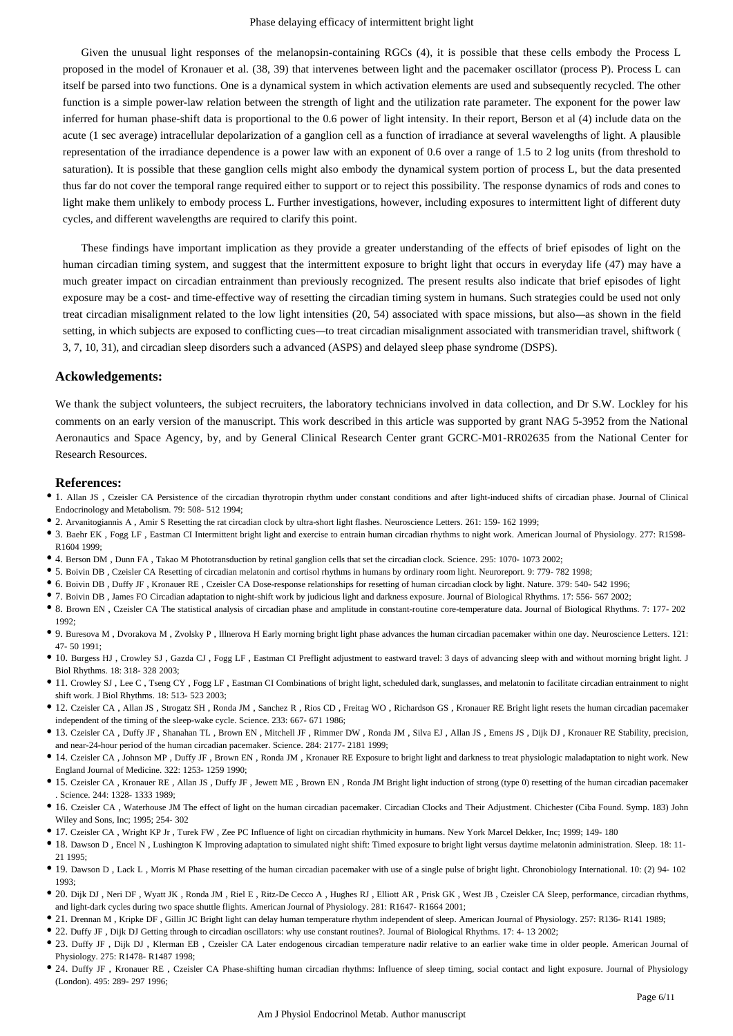Given the unusual light responses of the melanopsin-containing RGCs (4), it is possible that these cells embody the Process L proposed in the model of Kronauer et al. (38, 39) that intervenes between light and the pacemaker oscillator (process P). Process L can itself be parsed into two functions. One is a dynamical system in which activation elements are used and subsequently recycled. The other function is a simple power-law relation between the strength of light and the utilization rate parameter. The exponent for the power law inferred for human phase-shift data is proportional to the 0.6 power of light intensity. In their report, Berson et al (4) include data on the acute (1 sec average) intracellular depolarization of a ganglion cell as a function of irradiance at several wavelengths of light. A plausible representation of the irradiance dependence is a power law with an exponent of 0.6 over a range of 1.5 to 2 log units (from threshold to saturation). It is possible that these ganglion cells might also embody the dynamical system portion of process L, but the data presented thus far do not cover the temporal range required either to support or to reject this possibility. The response dynamics of rods and cones to light make them unlikely to embody process L. Further investigations, however, including exposures to intermittent light of different duty cycles, and different wavelengths are required to clarify this point.

These findings have important implication as they provide a greater understanding of the effects of brief episodes of light on the human circadian timing system, and suggest that the intermittent exposure to bright light that occurs in everyday life (47) may have a much greater impact on circadian entrainment than previously recognized. The present results also indicate that brief episodes of light exposure may be a cost- and time-effective way of resetting the circadian timing system in humans. Such strategies could be used not only treat circadian misalignment related to the low light intensities (20, 54) associated with space missions, but also—as shown in the field setting, in which subjects are exposed to conflicting cues—to treat circadian misalignment associated with transmeridian travel, shiftwork ( 3, 7, 10, 31), and circadian sleep disorders such a advanced (ASPS) and delayed sleep phase syndrome (DSPS).

## Ackowledgements:

We thank the subject volunteers, the subject recruiters, the laboratory technicians involved in data collection, and Dr S.W. Lockley for his comments on an early version of the manuscript. This work described in this article was supported by grant NAG 5-3952 from the National Aeronautics and Space Agency, by, and by General Clinical Research Center grant GCRC-M01-RR02635 from the National Center for Research Resources.

## References:

- 1. Allan JS , Czeisler CA Persistence of the circadian thyrotropin rhythm under constant conditions and after light-induced shifts of circadian phase. Journal of Clinical Endocrinology and Metabolism. 79: 508- 512 1994;
- 2. Arvanitogiannis A , Amir S Resetting the rat circadian clock by ultra-short light flashes. Neuroscience Letters. 261: 159- 162 1999;
- 3. Baehr EK , Fogg LF , Eastman CI Intermittent bright light and exercise to entrain human circadian rhythms to night work. American Journal of Physiology. 277: R1598- R1604 1999;
- 4. Berson DM , Dunn FA , Takao M Phototransduction by retinal ganglion cells that set the circadian clock. Science. 295: 1070- 1073 2002;
- 5. Boivin DB , Czeisler CA Resetting of circadian melatonin and cortisol rhythms in humans by ordinary room light. Neuroreport. 9: 779- 782 1998;
- 6. Boivin DB , Duffy JF , Kronauer RE , Czeisler CA Dose-response relationships for resetting of human circadian clock by light. Nature. 379: 540- 542 1996;
- 7. Boivin DB , James FO Circadian adaptation to night-shift work by judicious light and darkness exposure. Journal of Biological Rhythms. 17: 556- 567 2002;
- 8. Brown EN , Czeisler CA The statistical analysis of circadian phase and amplitude in constant-routine core-temperature data. Journal of Biological Rhythms. 7: 177- 202 1992;
- 9. Buresova M , Dvorakova M , Zvolsky P , Illnerova H Early morning bright light phase advances the human circadian pacemaker within one day. Neuroscience Letters. 121: 47- 50 1991;
- 10. Burgess HJ , Crowley SJ , Gazda CJ , Fogg LF , Eastman CI Preflight adjustment to eastward travel: 3 days of advancing sleep with and without morning bright light. J Biol Rhythms. 18: 318- 328 2003;
- 11. Crowley SJ , Lee C , Tseng CY , Fogg LF , Eastman CI Combinations of bright light, scheduled dark, sunglasses, and melatonin to facilitate circadian entrainment to night shift work. J Biol Rhythms. 18: 513- 523 2003;
- 12. Czeisler CA , Allan JS , Strogatz SH , Ronda JM , Sanchez R , Rios CD , Freitag WO , Richardson GS , Kronauer RE Bright light resets the human circadian pacemaker independent of the timing of the sleep-wake cycle. Science. 233: 667- 671 1986;
- 13. Czeisler CA , Duffy JF , Shanahan TL , Brown EN , Mitchell JF , Rimmer DW , Ronda JM , Silva EJ , Allan JS , Emens JS , Dijk DJ , Kronauer RE Stability, precision, and near-24-hour period of the human circadian pacemaker. Science. 284: 2177- 2181 1999;
- 14. Czeisler CA , Johnson MP , Duffy JF , Brown EN , Ronda JM , Kronauer RE Exposure to bright light and darkness to treat physiologic maladaptation to night work. New England Journal of Medicine. 322: 1253- 1259 1990;
- 15. Czeisler CA , Kronauer RE , Allan JS , Duffy JF , Jewett ME , Brown EN , Ronda JM Bright light induction of strong (type 0) resetting of the human circadian pacemaker . Science. 244: 1328- 1333 1989;
- 16. Czeisler CA , Waterhouse JM The effect of light on the human circadian pacemaker. Circadian Clocks and Their Adjustment. Chichester (Ciba Found. Symp. 183) John Wiley and Sons, Inc; 1995; 254- 302
- 17. Czeisler CA , Wright KP Jr , Turek FW , Zee PC Influence of light on circadian rhythmicity in humans. New York Marcel Dekker, Inc; 1999; 149- 180
- 18. Dawson D , Encel N , Lushington K Improving adaptation to simulated night shift: Timed exposure to bright light versus daytime melatonin administration. Sleep. 18: 11- 21 1995;
- 19. Dawson D , Lack L , Morris M Phase resetting of the human circadian pacemaker with use of a single pulse of bright light. Chronobiology International. 10: (2) 94- 102 1993;
- 20. Dijk DJ , Neri DF , Wyatt JK , Ronda JM , Riel E , Ritz-De Cecco A , Hughes RJ , Elliott AR , Prisk GK , West JB , Czeisler CA Sleep, performance, circadian rhythms, and light-dark cycles during two space shuttle flights. American Journal of Physiology. 281: R1647- R1664 2001;
- 21. Drennan M , Kripke DF , Gillin JC Bright light can delay human temperature rhythm independent of sleep. American Journal of Physiology. 257: R136- R141 1989;
- 22. Duffy JF , Dijk DJ Getting through to circadian oscillators: why use constant routines?. Journal of Biological Rhythms. 17: 4- 13 2002;
- 23. Duffy JF , Dijk DJ , Klerman EB , Czeisler CA Later endogenous circadian temperature nadir relative to an earlier wake time in older people. American Journal of Physiology. 275: R1478- R1487 1998;
- 24. Duffy JF , Kronauer RE , Czeisler CA Phase-shifting human circadian rhythms: Influence of sleep timing, social contact and light exposure. Journal of Physiology (London). 495: 289- 297 1996;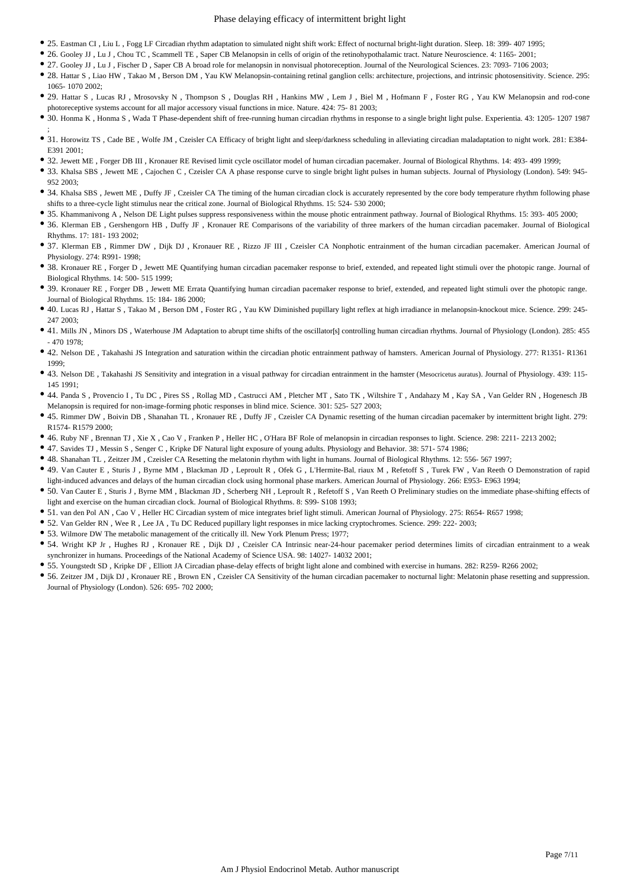- 25. Eastman CI , Liu L , Fogg LF Circadian rhythm adaptation to simulated night shift work: Effect of nocturnal bright-light duration. Sleep. 18: 399- 407 1995;
- 26. Gooley JJ , Lu J , Chou TC , Scammell TE , Saper CB Melanopsin in cells of origin of the retinohypothalamic tract. Nature Neuroscience. 4: 1165- 2001;
- 27. Gooley JJ , Lu J , Fischer D , Saper CB A broad role for melanopsin in nonvisual photoreception. Journal of the Neurological Sciences. 23: 7093- 7106 2003;
- 28. Hattar S , Liao HW , Takao M , Berson DM , Yau KW Melanopsin-containing retinal ganglion cells: architecture, projections, and intrinsic photosensitivity. Science. 295: 1065- 1070 2002;
- 29. Hattar S , Lucas RJ , Mrosovsky N , Thompson S , Douglas RH , Hankins MW , Lem J , Biel M , Hofmann F , Foster RG , Yau KW Melanopsin and rod-cone photoreceptive systems account for all major accessory visual functions in mice. Nature. 424: 75- 81 2003;
- 30. Honma K , Honma S , Wada T Phase-dependent shift of free-running human circadian rhythms in response to a single bright light pulse. Experientia. 43: 1205- 1207 1987 ;
- 31. Horowitz TS , Cade BE , Wolfe JM , Czeisler CA Efficacy of bright light and sleep/darkness scheduling in alleviating circadian maladaptation to night work. 281: E384- E391 2001;
- 32. Jewett ME , Forger DB III , Kronauer RE Revised limit cycle oscillator model of human circadian pacemaker. Journal of Biological Rhythms. 14: 493- 499 1999;
- 33. Khalsa SBS , Jewett ME , Cajochen C , Czeisler CA A phase response curve to single bright light pulses in human subjects. Journal of Physiology (London). 549: 945- 952 2003;
- 34. Khalsa SBS , Jewett ME , Duffy JF , Czeisler CA The timing of the human circadian clock is accurately represented by the core body temperature rhythm following phase shifts to a three-cycle light stimulus near the critical zone. Journal of Biological Rhythms. 15: 524- 530 2000;
- 35. Khammanivong A , Nelson DE Light pulses suppress responsiveness within the mouse photic entrainment pathway. Journal of Biological Rhythms. 15: 393- 405 2000;
- 36. Klerman EB , Gershengorn HB , Duffy JF , Kronauer RE Comparisons of the variability of three markers of the human circadian pacemaker. Journal of Biological Rhythms. 17: 181- 193 2002;
- 37. Klerman EB , Rimmer DW , Dijk DJ , Kronauer RE , Rizzo JF III , Czeisler CA Nonphotic entrainment of the human circadian pacemaker. American Journal of Physiology. 274: R991- 1998;
- 38. Kronauer RE , Forger D , Jewett ME Quantifying human circadian pacemaker response to brief, extended, and repeated light stimuli over the photopic range. Journal of Biological Rhythms. 14: 500- 515 1999;
- 39. Kronauer RE , Forger DB , Jewett ME Errata Quantifying human circadian pacemaker response to brief, extended, and repeated light stimuli over the photopic range. Journal of Biological Rhythms. 15: 184- 186 2000;
- 40. Lucas RJ , Hattar S , Takao M , Berson DM , Foster RG , Yau KW Diminished pupillary light reflex at high irradiance in melanopsin-knockout mice. Science. 299: 245- 247 2003;
- 41. Mills JN , Minors DS , Waterhouse JM Adaptation to abrupt time shifts of the oscillator[s] controlling human circadian rhythms. Journal of Physiology (London). 285: 455 - 470 1978;
- 42. Nelson DE , Takahashi JS Integration and saturation within the circadian photic entrainment pathway of hamsters. American Journal of Physiology. 277: R1351- R1361 1999;
- 43. Nelson DE , Takahashi JS Sensitivity and integration in a visual pathway for circadian entrainment in the hamster (Mesocricetus auratus). Journal of Physiology. 439: 115- 145 1991;
- 44. Panda S , Provencio I , Tu DC , Pires SS , Rollag MD , Castrucci AM , Pletcher MT , Sato TK , Wiltshire T , Andahazy M , Kay SA , Van Gelder RN , Hogenesch JB Melanopsin is required for non-image-forming photic responses in blind mice. Science. 301: 525- 527 2003;
- 45. Rimmer DW , Boivin DB , Shanahan TL , Kronauer RE , Duffy JF , Czeisler CA Dynamic resetting of the human circadian pacemaker by intermittent bright light. 279: R1574- R1579 2000;
- 46. Ruby NF , Brennan TJ , Xie X , Cao V , Franken P , Heller HC , O'Hara BF Role of melanopsin in circadian responses to light. Science. 298: 2211- 2213 2002;
- 47. Savides TJ , Messin S , Senger C , Kripke DF Natural light exposure of young adults. Physiology and Behavior. 38: 571- 574 1986;
- 48. Shanahan TL , Zeitzer JM , Czeisler CA Resetting the melatonin rhythm with light in humans. Journal of Biological Rhythms. 12: 556- 567 1997;
- 49. Van Cauter E , Sturis J , Byrne MM , Blackman JD , Leproult R , Ofek G , L'Hermite-Bal, riaux M , Refetoff S , Turek FW , Van Reeth O Demonstration of rapid light-induced advances and delays of the human circadian clock using hormonal phase markers. American Journal of Physiology. 266: E953- E963 1994;
- 50. Van Cauter E , Sturis J , Byrne MM , Blackman JD , Scherberg NH , Leproult R , Refetoff S , Van Reeth O Preliminary studies on the immediate phase-shifting effects of light and exercise on the human circadian clock. Journal of Biological Rhythms. 8: S99- S108 1993;
- 51. van den Pol AN , Cao V , Heller HC Circadian system of mice integrates brief light stimuli. American Journal of Physiology. 275: R654- R657 1998;
- 52. Van Gelder RN , Wee R , Lee JA , Tu DC Reduced pupillary light responses in mice lacking cryptochromes. Science. 299: 222- 2003;
- 53. Wilmore DW The metabolic management of the critically ill. New York Plenum Press; 1977;
- 54. Wright KP Jr , Hughes RJ , Kronauer RE , Dijk DJ , Czeisler CA Intrinsic near-24-hour pacemaker period determines limits of circadian entrainment to a weak synchronizer in humans. Proceedings of the National Academy of Science USA. 98: 14027- 14032 2001;
- 55. Youngstedt SD , Kripke DF , Elliott JA Circadian phase-delay effects of bright light alone and combined with exercise in humans. 282: R259- R266 2002;
- 56. Zeitzer JM , Dijk DJ , Kronauer RE , Brown EN , Czeisler CA Sensitivity of the human circadian pacemaker to nocturnal light: Melatonin phase resetting and suppression. Journal of Physiology (London). 526: 695- 702 2000;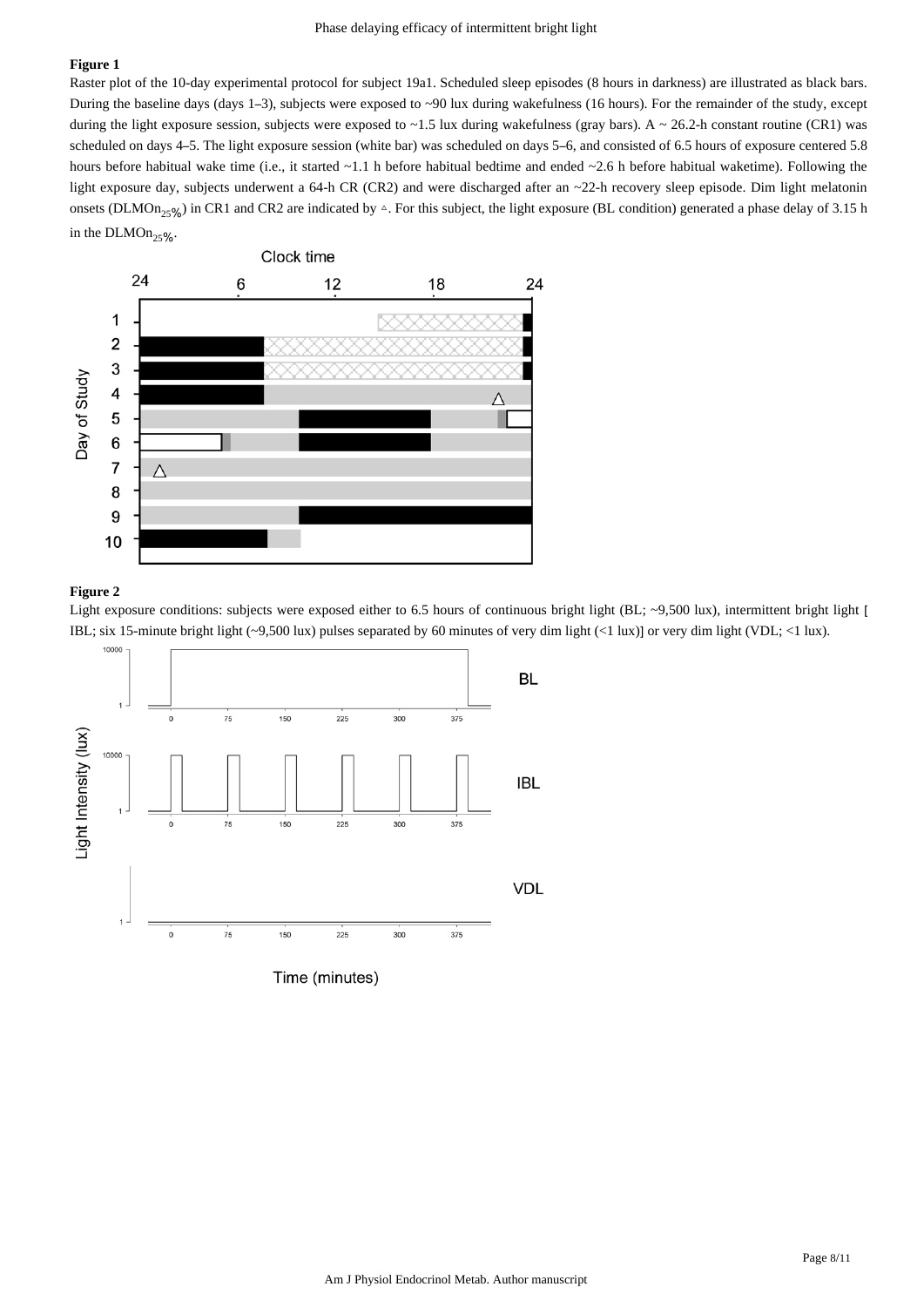**Figure 1**

Raster plot of the 10-day experimental protocol for subject 19a1. Scheduled sleep episodes (8 hours in darkness) are illustrated as black bars. During the baseline days (days 1–3), subjects were exposed to ~90 lux during wakefulness (16 hours). For the remainder of the study, except during the light exposure session, subjects were exposed to ~1.5 lux during wakefulness (gray bars). A ~ 26.2-h constant routine (CR1) was scheduled on days 4–5. The light exposure session (white bar) was scheduled on days 5–6, and consisted of 6.5 hours of exposure centered 5.8 hours before habitual wake time (i.e., it started ~1.1 h before habitual bedtime and ended ~2.6 h before habitual waketime). Following the light exposure day, subjects underwent a 64-h CR (CR2) and were discharged after an ~22-h recovery sleep episode. Dim light melatonin onsets ($DLMOn_{25\%}$) in CR1 and CR2 are indicated by △. For this subject, the light exposure (BL condition) generated a phase delay of 3.15 h in the $DLMOn_{25\%}$.

**Figure 2**

Light exposure conditions: subjects were exposed either to 6.5 hours of continuous bright light (BL; ~9,500 lux), intermittent bright light [ IBL; six 15-minute bright light (~9,500 lux) pulses separated by 60 minutes of very dim light (<1 lux)] or very dim light (VDL; <1 lux).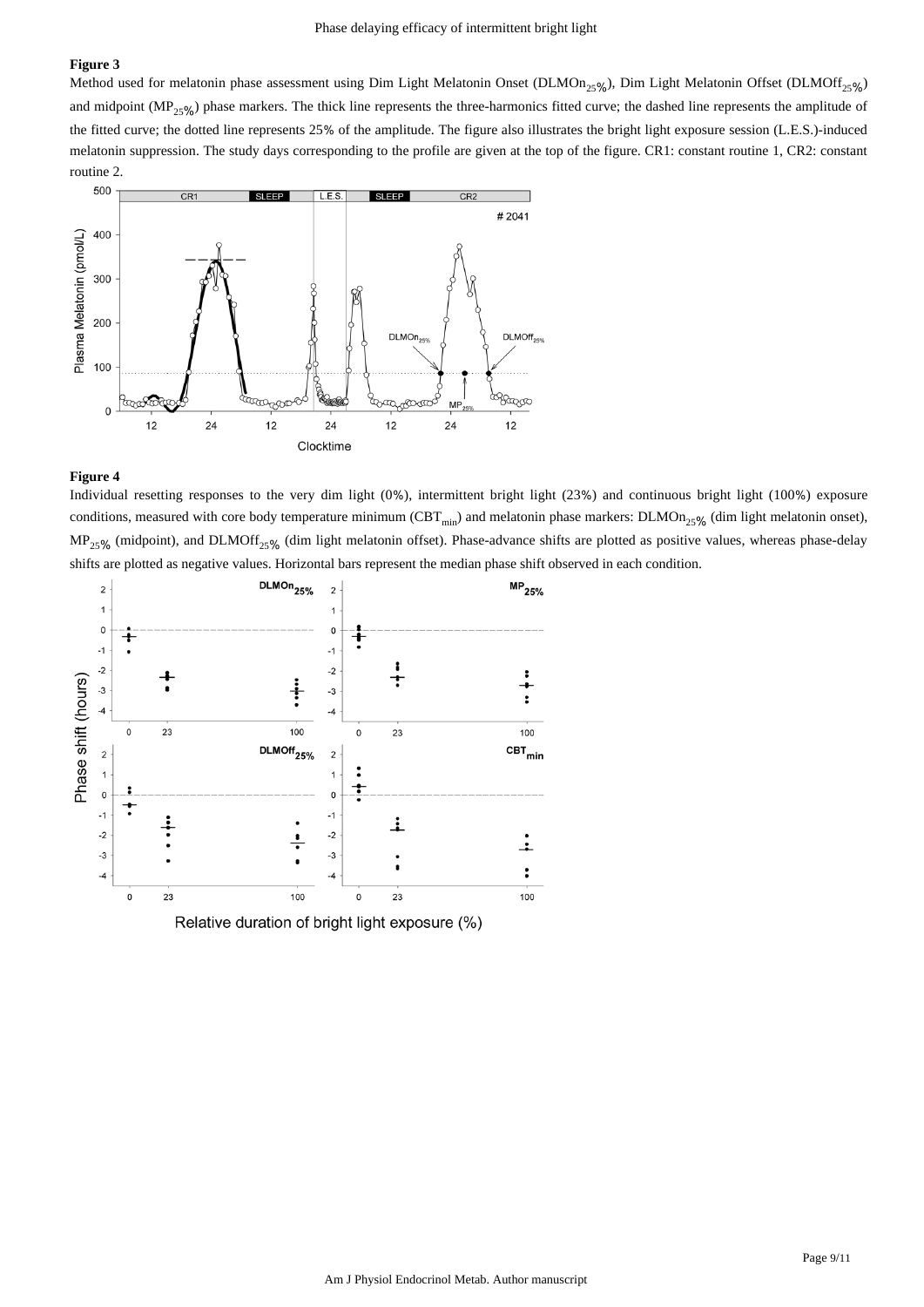**Figure 3**

Method used for melatonin phase assessment using Dim Light Melatonin Onset ($DLMOn_{25\%}$), Dim Light Melatonin Offset ($DLMOff_{25\%}$) and midpoint ($MP_{25\%}$) phase markers. The thick line represents the three-harmonics fitted curve; the dashed line represents the amplitude of the fitted curve; the dotted line represents 25% of the amplitude. The figure also illustrates the bright light exposure session (L.E.S.)-induced melatonin suppression. The study days corresponding to the profile are given at the top of the figure. CR1: constant routine 1, CR2: constant routine 2.

**Figure 4**

Individual resetting responses to the very dim light (0%), intermittent bright light (23%) and continuous bright light (100%) exposure conditions, measured with core body temperature minimum ($CBT_{min}$) and melatonin phase markers: $DLMOn_{25\%}$ (dim light melatonin onset), $MP_{25\%}$ (midpoint), and $DLMOff_{25\%}$ (dim light melatonin offset). Phase-advance shifts are plotted as positive values, whereas phase-delay shifts are plotted as negative values. Horizontal bars represent the median phase shift observed in each condition.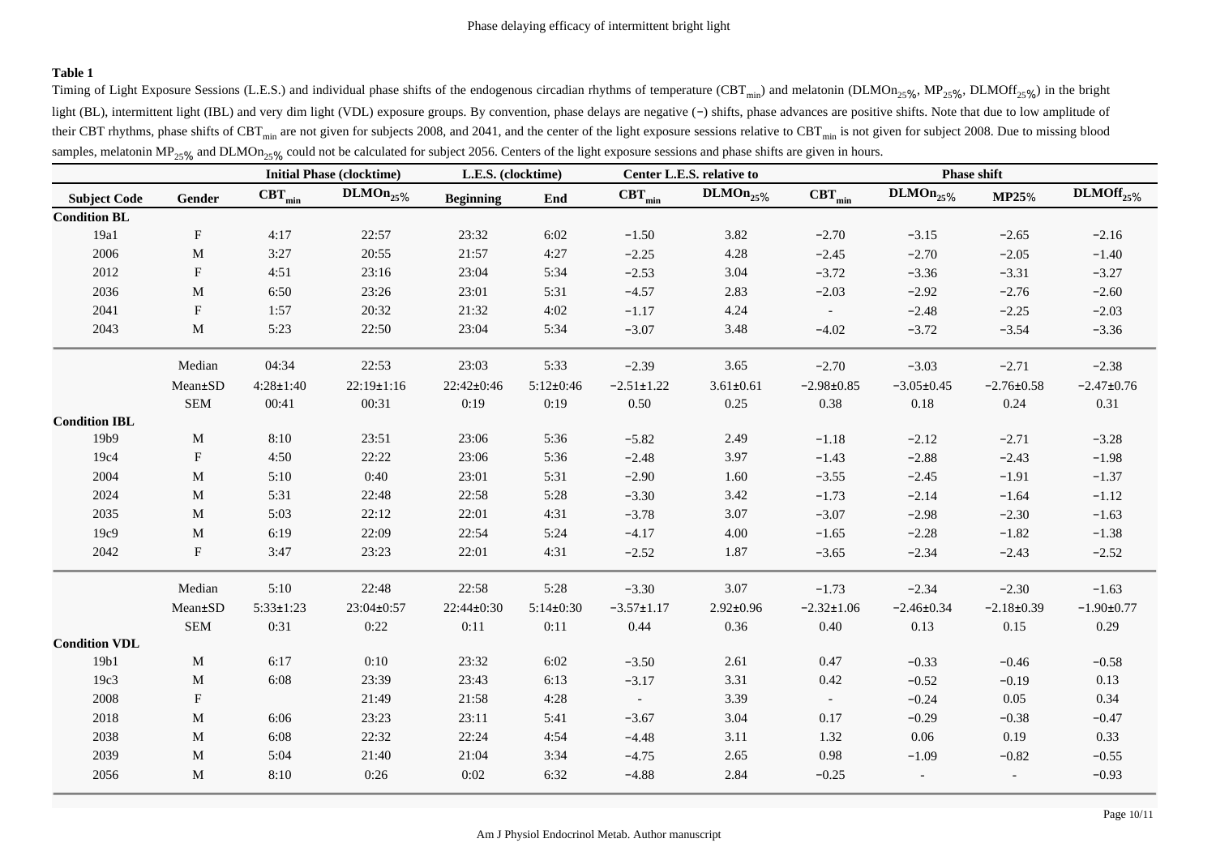**Table 1**

Timing of Light Exposure Sessions (L.E.S.) and individual phase shifts of the endogenous circadian rhythms of temperature ($CBT_{min}$) and melatonin ($DLMOn_{25\%}$, $MP_{25\%}$, $DLMOff_{25\%}$) in the bright light (BL), intermittent light (IBL) and very dim light (VDL) exposure groups. By convention, phase delays are negative (−) shifts, phase advances are positive shifts. Note that due to low amplitude of their CBT rhythms, phase shifts of $CBT_{min}$ are not given for subjects 2008, and 2041, and the center of the light exposure sessions relative to $CBT_{min}$ is not given for subject 2008. Due to missing blood samples, melatonin $MP_{25\%}$ and $DLMOn_{25\%}$ could not be calculated for subject 2056. Centers of the light exposure sessions and phase shifts are given in hours.

| | | Initial Phase (clocktime) | | L.E.S. (clocktime) | | Center L.E.S. relative to | | Phase shift | | | |
|---|---|---|---|---|---|---|---|---|---|---|---|
| **Subject Code** | **Gender** | $CBT_{min}$ | $DLMOn_{25\%}$ | **Beginning** | **End** | $CBT_{min}$ | $DLMOn_{25\%}$ | $CBT_{min}$ | $DLMOn_{25\%}$ | **MP25%** | $DLMOff_{25\%}$ |
| **Condition BL** | | | | | | | | | | | |
| 19a1 | F | 4:17 | 22:57 | 23:32 | 6:02 | −1.50 | 3.82 | −2.70 | −3.15 | −2.65 | −2.16 |
| 2006 | M | 3:27 | 20:55 | 21:57 | 4:27 | −2.25 | 4.28 | −2.45 | −2.70 | −2.05 | −1.40 |
| 2012 | F | 4:51 | 23:16 | 23:04 | 5:34 | −2.53 | 3.04 | −3.72 | −3.36 | −3.31 | −3.27 |
| 2036 | M | 6:50 | 23:26 | 23:01 | 5:31 | −4.57 | 2.83 | −2.03 | −2.92 | −2.76 | −2.60 |
| 2041 | F | 1:57 | 20:32 | 21:32 | 4:02 | −1.17 | 4.24 | - | −2.48 | −2.25 | −2.03 |
| 2043 | M | 5:23 | 22:50 | 23:04 | 5:34 | −3.07 | 3.48 | −4.02 | −3.72 | −3.54 | −3.36 |
| | Median | 04:34 | 22:53 | 23:03 | 5:33 | −2.39 | 3.65 | −2.70 | −3.03 | −2.71 | −2.38 |
| | Mean±SD | 4:28±1:40 | 22:19±1:16 | 22:42±0:46 | 5:12±0:46 | −2.51±1.22 | 3.61±0.61 | −2.98±0.85 | −3.05±0.45 | −2.76±0.58 | −2.47±0.76 |
| | SEM | 00:41 | 00:31 | 0:19 | 0:19 | 0.50 | 0.25 | 0.38 | 0.18 | 0.24 | 0.31 |
| **Condition IBL** | | | | | | | | | | | |
| 19b9 | M | 8:10 | 23:51 | 23:06 | 5:36 | −5.82 | 2.49 | −1.18 | −2.12 | −2.71 | −3.28 |
| 19c4 | F | 4:50 | 22:22 | 23:06 | 5:36 | −2.48 | 3.97 | −1.43 | −2.88 | −2.43 | −1.98 |
| 2004 | M | 5:10 | 0:40 | 23:01 | 5:31 | −2.90 | 1.60 | −3.55 | −2.45 | −1.91 | −1.37 |
| 2024 | M | 5:31 | 22:48 | 22:58 | 5:28 | −3.30 | 3.42 | −1.73 | −2.14 | −1.64 | −1.12 |
| 2035 | M | 5:03 | 22:12 | 22:01 | 4:31 | −3.78 | 3.07 | −3.07 | −2.98 | −2.30 | −1.63 |
| 19c9 | M | 6:19 | 22:09 | 22:54 | 5:24 | −4.17 | 4.00 | −1.65 | −2.28 | −1.82 | −1.38 |
| 2042 | F | 3:47 | 23:23 | 22:01 | 4:31 | −2.52 | 1.87 | −3.65 | −2.34 | −2.43 | −2.52 |
| | Median | 5:10 | 22:48 | 22:58 | 5:28 | −3.30 | 3.07 | −1.73 | −2.34 | −2.30 | −1.63 |
| | Mean±SD | 5:33±1:23 | 23:04±0:57 | 22:44±0:30 | 5:14±0:30 | −3.57±1.17 | 2.92±0.96 | −2.32±1.06 | −2.46±0.34 | −2.18±0.39 | −1.90±0.77 |
| | SEM | 0:31 | 0:22 | 0:11 | 0:11 | 0.44 | 0.36 | 0.40 | 0.13 | 0.15 | 0.29 |
| **Condition VDL** | | | | | | | | | | | |
| 19b1 | M | 6:17 | 0:10 | 23:32 | 6:02 | −3.50 | 2.61 | 0.47 | −0.33 | −0.46 | −0.58 |
| 19c3 | M | 6:08 | 23:39 | 23:43 | 6:13 | −3.17 | 3.31 | 0.42 | −0.52 | −0.19 | 0.13 |
| 2008 | F | | 21:49 | 21:58 | 4:28 | - | 3.39 | - | −0.24 | 0.05 | 0.34 |
| 2018 | M | 6:06 | 23:23 | 23:11 | 5:41 | −3.67 | 3.04 | 0.17 | −0.29 | −0.38 | −0.47 |
| 2038 | M | 6:08 | 22:32 | 22:24 | 4:54 | −4.48 | 3.11 | 1.32 | 0.06 | 0.19 | 0.33 |
| 2039 | M | 5:04 | 21:40 | 21:04 | 3:34 | −4.75 | 2.65 | 0.98 | −1.09 | −0.82 | −0.55 |
| 2056 | M | 8:10 | 0:26 | 0:02 | 6:32 | −4.88 | 2.84 | −0.25 | - | - | −0.93 |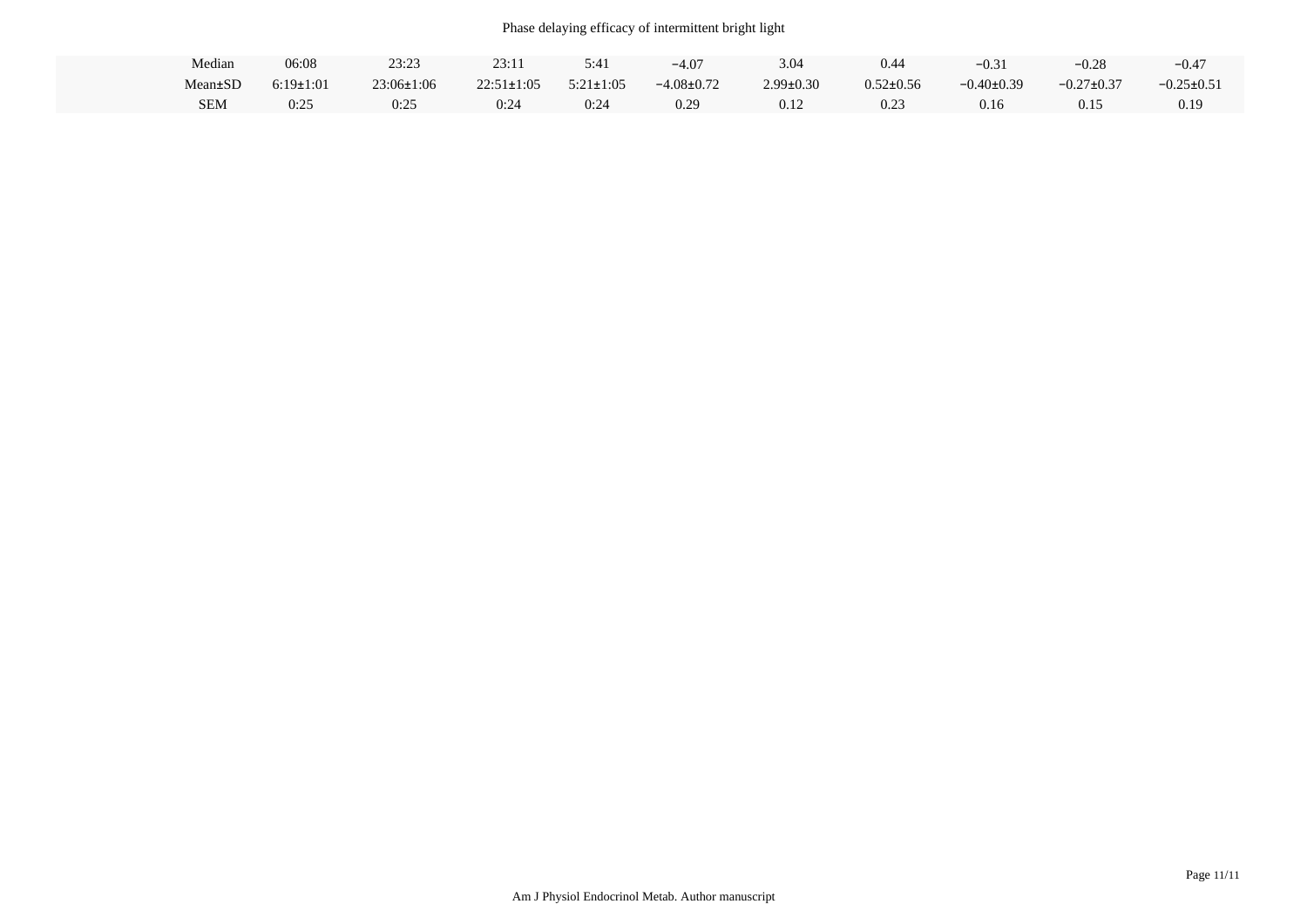| | | | | | | | | | | |
|---|---|---|---|---|---|---|---|---|---|---|
| Median | 06:08 | 23:23 | 23:11 | 5:41 | −4.07 | 3.04 | 0.44 | −0.31 | −0.28 | −0.47 |
| Mean±SD | 6:19±1:01 | 23:06±1:06 | 22:51±1:05 | 5:21±1:05 | −4.08±0.72 | 2.99±0.30 | 0.52±0.56 | −0.40±0.39 | −0.27±0.37 | −0.25±0.51 |
| SEM | 0:25 | 0:25 | 0:24 | 0:24 | 0.29 | 0.12 | 0.23 | 0.16 | 0.15 | 0.19 |